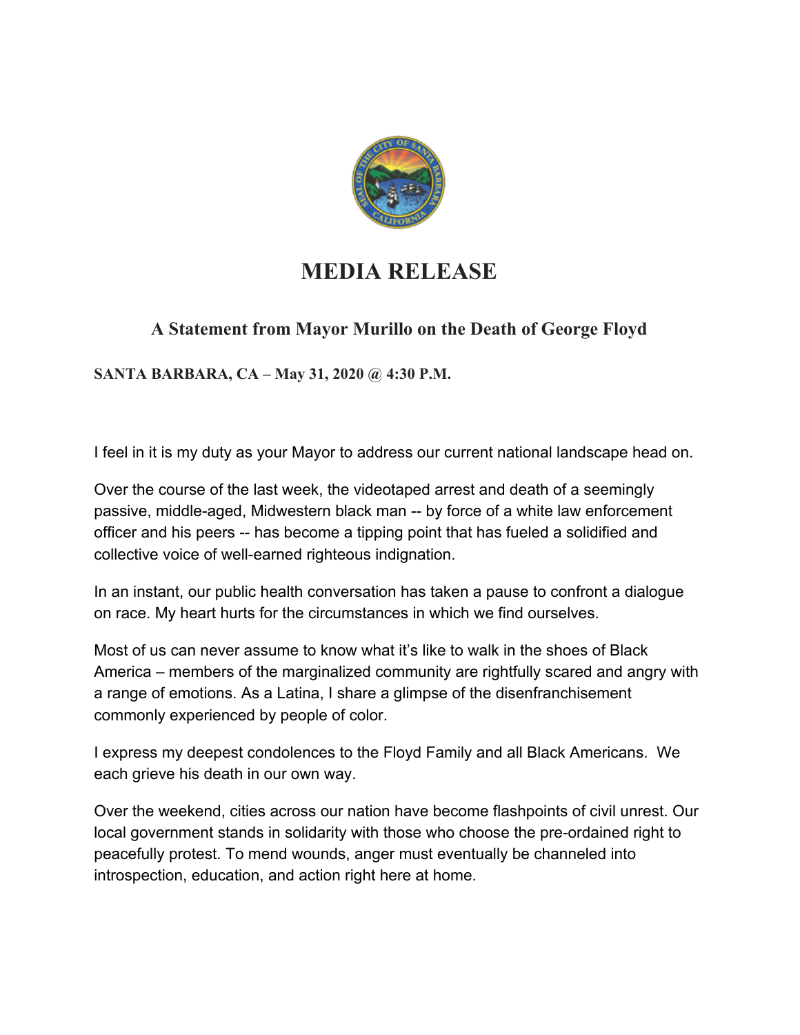# MEDIA RELEASE

## A Statement from Mayor Murillo on the Death of George Floyd

**SANTA BARBARA, CA – May 31, 2020 @ 4:30 P.M.**

I feel in it is my duty as your Mayor to address our current national landscape head on.

Over the course of the last week, the videotaped arrest and death of a seemingly passive, middle-aged, Midwestern black man -- by force of a white law enforcement officer and his peers -- has become a tipping point that has fueled a solidified and collective voice of well-earned righteous indignation.

In an instant, our public health conversation has taken a pause to confront a dialogue on race. My heart hurts for the circumstances in which we find ourselves.

Most of us can never assume to know what it's like to walk in the shoes of Black America – members of the marginalized community are rightfully scared and angry with a range of emotions. As a Latina, I share a glimpse of the disenfranchisement commonly experienced by people of color.

I express my deepest condolences to the Floyd Family and all Black Americans. We each grieve his death in our own way.

Over the weekend, cities across our nation have become flashpoints of civil unrest. Our local government stands in solidarity with those who choose the pre-ordained right to peacefully protest. To mend wounds, anger must eventually be channeled into introspection, education, and action right here at home.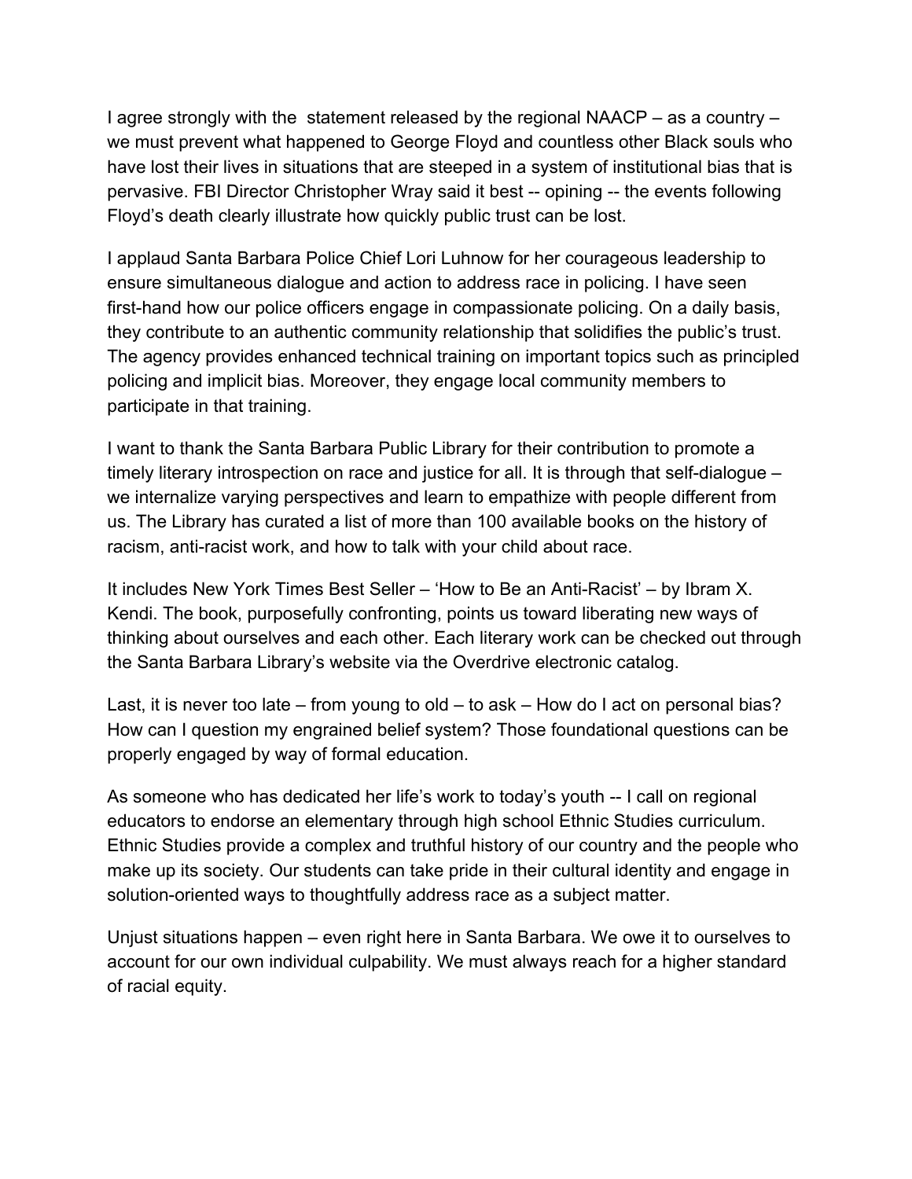I agree strongly with the statement released by the regional NAACP – as a country – we must prevent what happened to George Floyd and countless other Black souls who have lost their lives in situations that are steeped in a system of institutional bias that is pervasive. FBI Director Christopher Wray said it best -- opining -- the events following Floyd's death clearly illustrate how quickly public trust can be lost.

I applaud Santa Barbara Police Chief Lori Luhnow for her courageous leadership to ensure simultaneous dialogue and action to address race in policing. I have seen first-hand how our police officers engage in compassionate policing. On a daily basis, they contribute to an authentic community relationship that solidifies the public's trust. The agency provides enhanced technical training on important topics such as principled policing and implicit bias. Moreover, they engage local community members to participate in that training.

I want to thank the Santa Barbara Public Library for their contribution to promote a timely literary introspection on race and justice for all. It is through that self-dialogue – we internalize varying perspectives and learn to empathize with people different from us. The Library has curated a list of more than 100 available books on the history of racism, anti-racist work, and how to talk with your child about race.

It includes New York Times Best Seller – 'How to Be an Anti-Racist' – by Ibram X. Kendi. The book, purposefully confronting, points us toward liberating new ways of thinking about ourselves and each other. Each literary work can be checked out through the Santa Barbara Library's website via the Overdrive electronic catalog.

Last, it is never too late – from young to old – to ask – How do I act on personal bias? How can I question my engrained belief system? Those foundational questions can be properly engaged by way of formal education.

As someone who has dedicated her life's work to today's youth -- I call on regional educators to endorse an elementary through high school Ethnic Studies curriculum. Ethnic Studies provide a complex and truthful history of our country and the people who make up its society. Our students can take pride in their cultural identity and engage in solution-oriented ways to thoughtfully address race as a subject matter.

Unjust situations happen – even right here in Santa Barbara. We owe it to ourselves to account for our own individual culpability. We must always reach for a higher standard of racial equity.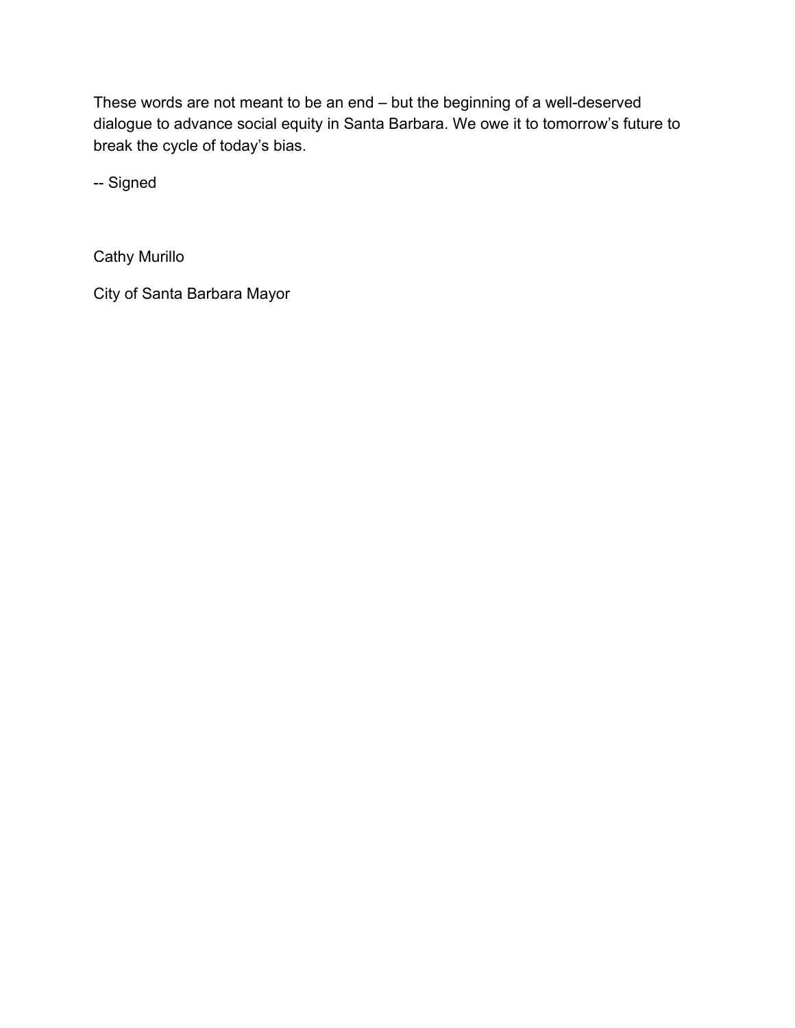These words are not meant to be an end – but the beginning of a well-deserved dialogue to advance social equity in Santa Barbara. We owe it to tomorrow's future to break the cycle of today's bias.

-- Signed

Cathy Murillo

City of Santa Barbara Mayor